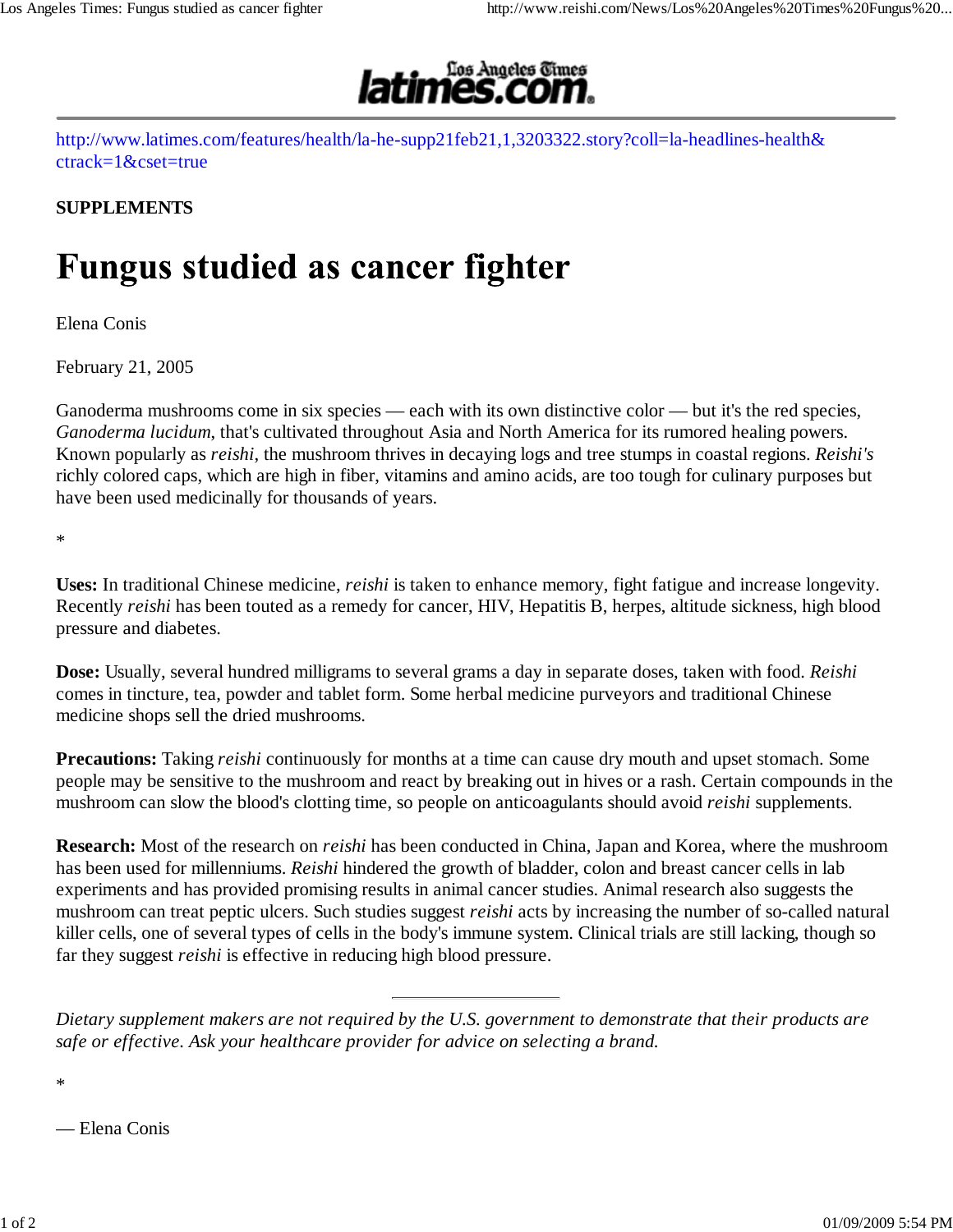latimes.com

http://www.latimes.com/features/health/la-he-supp21feb21,1,3203322.story?coll=la-headlines-health&ctrack=1&cset=true

**SUPPLEMENTS**

# Fungus studied as cancer fighter

Elena Conis

February 21, 2005

Ganoderma mushrooms come in six species — each with its own distinctive color — but it's the red species, *Ganoderma lucidum*, that's cultivated throughout Asia and North America for its rumored healing powers. Known popularly as *reishi*, the mushroom thrives in decaying logs and tree stumps in coastal regions. *Reishi's* richly colored caps, which are high in fiber, vitamins and amino acids, are too tough for culinary purposes but have been used medicinally for thousands of years.

*

**Uses:** In traditional Chinese medicine, *reishi* is taken to enhance memory, fight fatigue and increase longevity. Recently *reishi* has been touted as a remedy for cancer, HIV, Hepatitis B, herpes, altitude sickness, high blood pressure and diabetes.

**Dose:** Usually, several hundred milligrams to several grams a day in separate doses, taken with food. *Reishi* comes in tincture, tea, powder and tablet form. Some herbal medicine purveyors and traditional Chinese medicine shops sell the dried mushrooms.

**Precautions:** Taking *reishi* continuously for months at a time can cause dry mouth and upset stomach. Some people may be sensitive to the mushroom and react by breaking out in hives or a rash. Certain compounds in the mushroom can slow the blood's clotting time, so people on anticoagulants should avoid *reishi* supplements.

**Research:** Most of the research on *reishi* has been conducted in China, Japan and Korea, where the mushroom has been used for millenniums. *Reishi* hindered the growth of bladder, colon and breast cancer cells in lab experiments and has provided promising results in animal cancer studies. Animal research also suggests the mushroom can treat peptic ulcers. Such studies suggest *reishi* acts by increasing the number of so-called natural killer cells, one of several types of cells in the body's immune system. Clinical trials are still lacking, though so far they suggest *reishi* is effective in reducing high blood pressure.

---

*Dietary supplement makers are not required by the U.S. government to demonstrate that their products are safe or effective. Ask your healthcare provider for advice on selecting a brand.*

*

— Elena Conis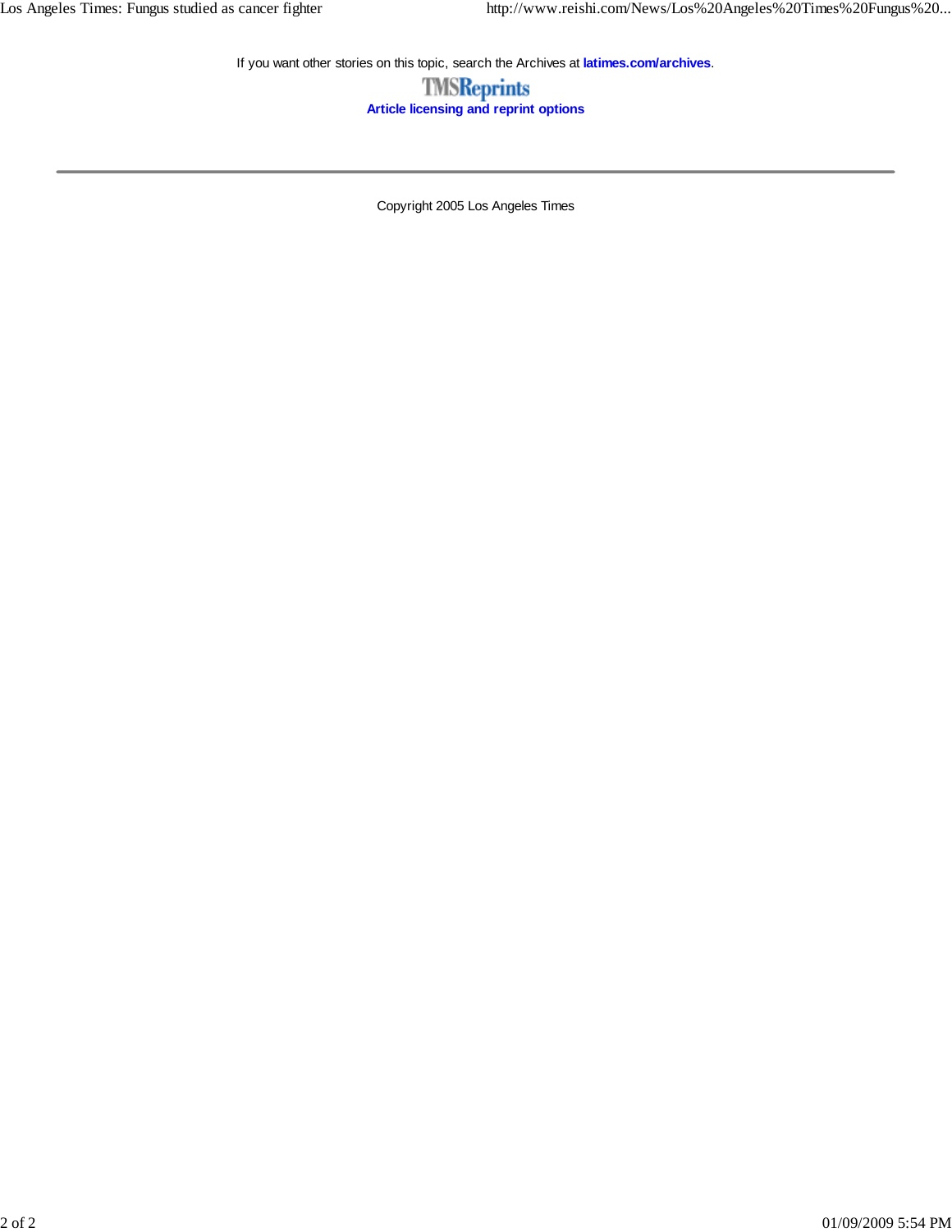If you want other stories on this topic, search the Archives at **latimes.com/archives**.

TMSReprints

**Article licensing and reprint options**

---

Copyright 2005 Los Angeles Times